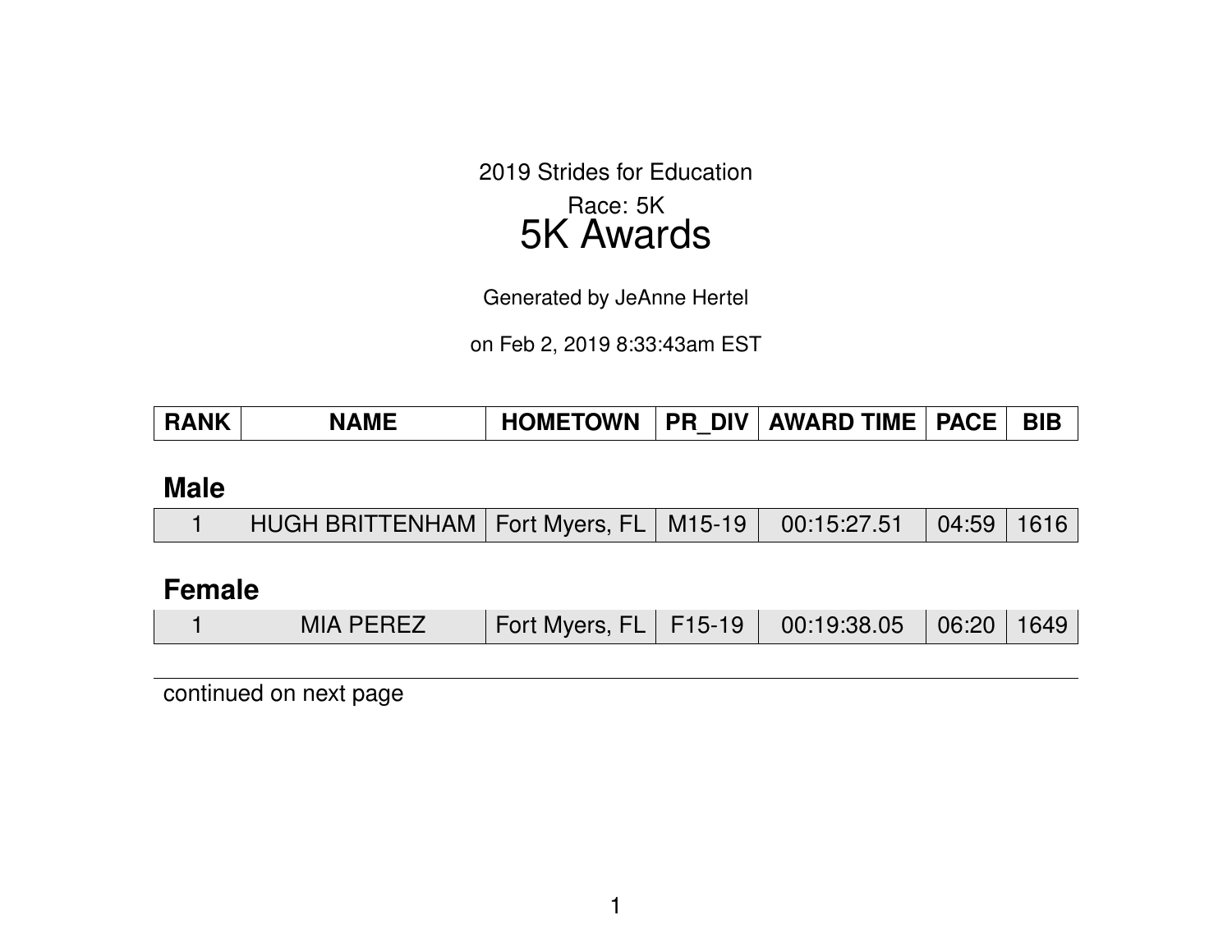2019 Strides for Education

Race: 5K

# 5K Awards

Generated by JeAnne Hertel

on Feb 2, 2019 8:33:43am EST

| RANK | NAME | HOMETOWN | PR_DIV | AWARD TIME | PACE | BIB |
|---|---|---|---|---|---|---|
| **Male** | | | | | | |
| 1 | HUGH BRITTENHAM | Fort Myers, FL | M15-19 | 00:15:27.51 | 04:59 | 1616 |
| **Female** | | | | | | |
| 1 | MIA PEREZ | Fort Myers, FL | F15-19 | 00:19:38.05 | 06:20 | 1649 |

continued on next page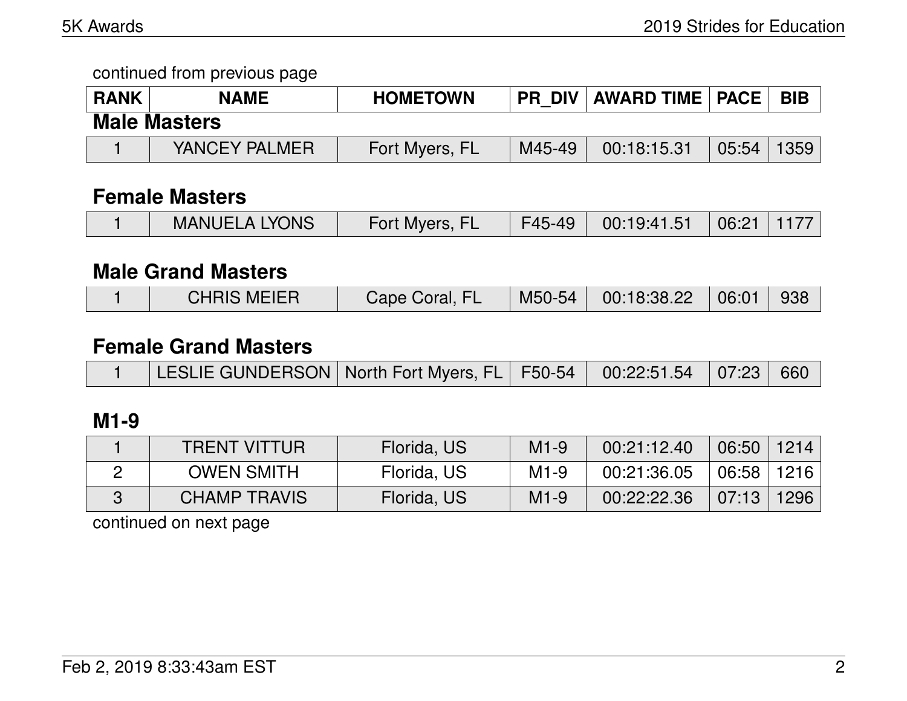continued from previous page

| RANK | NAME | HOMETOWN | PR_DIV | AWARD TIME | PACE | BIB |
|---|---|---|---|---|---|---|

### Male Masters

| RANK | NAME | HOMETOWN | PR_DIV | AWARD TIME | PACE | BIB |
|---|---|---|---|---|---|---|
| 1 | YANCEY PALMER | Fort Myers, FL | M45-49 | 00:18:15.31 | 05:54 | 1359 |

### Female Masters

| RANK | NAME | HOMETOWN | PR_DIV | AWARD TIME | PACE | BIB |
|---|---|---|---|---|---|---|
| 1 | MANUELA LYONS | Fort Myers, FL | F45-49 | 00:19:41.51 | 06:21 | 1177 |

### Male Grand Masters

| RANK | NAME | HOMETOWN | PR_DIV | AWARD TIME | PACE | BIB |
|---|---|---|---|---|---|---|
| 1 | CHRIS MEIER | Cape Coral, FL | M50-54 | 00:18:38.22 | 06:01 | 938 |

### Female Grand Masters

| RANK | NAME | HOMETOWN | PR_DIV | AWARD TIME | PACE | BIB |
|---|---|---|---|---|---|---|
| 1 | LESLIE GUNDERSON | North Fort Myers, FL | F50-54 | 00:22:51.54 | 07:23 | 660 |

### M1-9

| RANK | NAME | HOMETOWN | PR_DIV | AWARD TIME | PACE | BIB |
|---|---|---|---|---|---|---|
| 1 | TRENT VITTUR | Florida, US | M1-9 | 00:21:12.40 | 06:50 | 1214 |
| 2 | OWEN SMITH | Florida, US | M1-9 | 00:21:36.05 | 06:58 | 1216 |
| 3 | CHAMP TRAVIS | Florida, US | M1-9 | 00:22:22.36 | 07:13 | 1296 |

continued on next page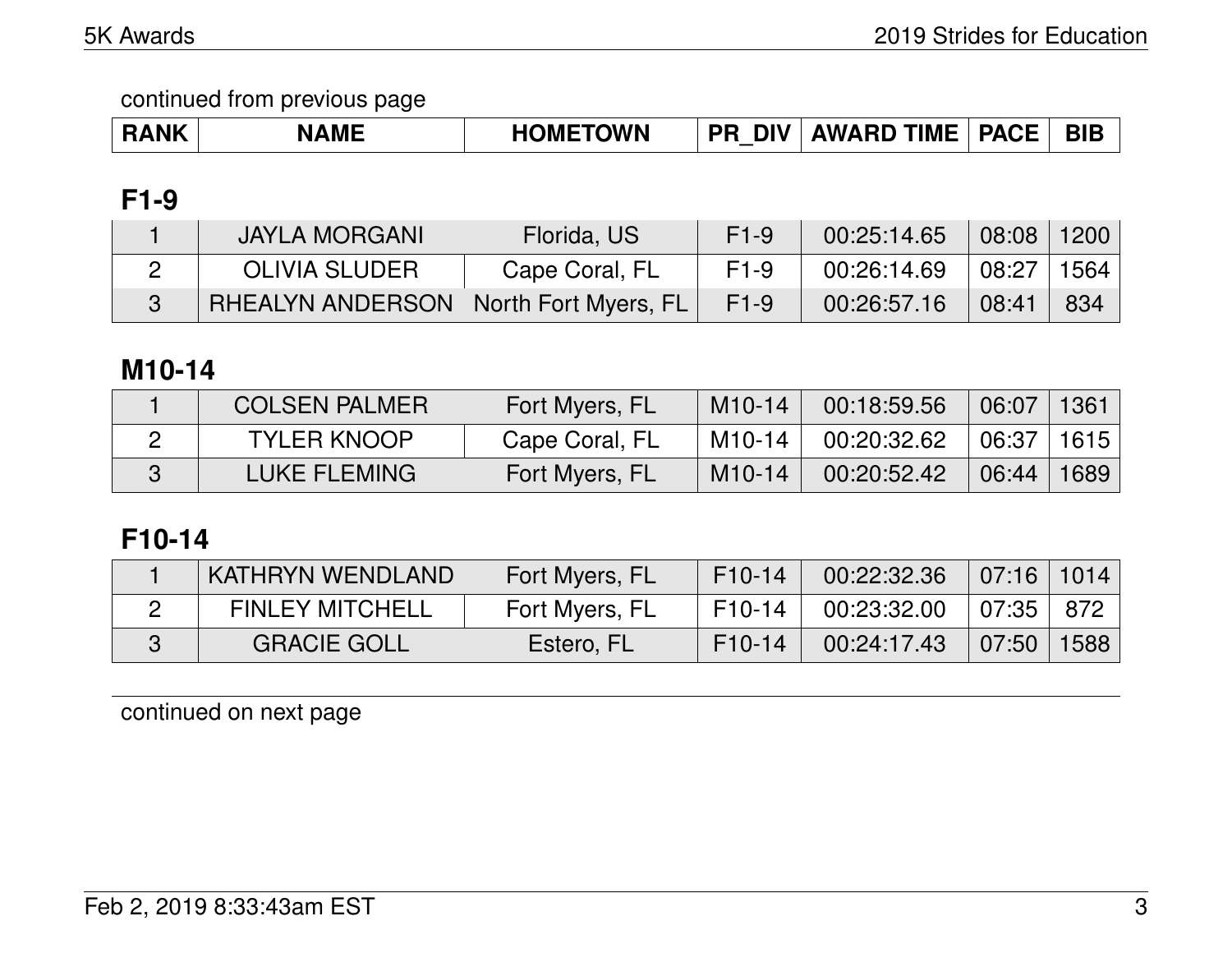continued from previous page

| RANK | NAME | HOMETOWN | PR_DIV | AWARD TIME | PACE | BIB |
|---|---|---|---|---|---|---|

## F1-9

| RANK | NAME | HOMETOWN | PR_DIV | AWARD TIME | PACE | BIB |
|---|---|---|---|---|---|---|
| 1 | JAYLA MORGANI | Florida, US | F1-9 | 00:25:14.65 | 08:08 | 1200 |
| 2 | OLIVIA SLUDER | Cape Coral, FL | F1-9 | 00:26:14.69 | 08:27 | 1564 |
| 3 | RHEALYN ANDERSON | North Fort Myers, FL | F1-9 | 00:26:57.16 | 08:41 | 834 |

## M10-14

| RANK | NAME | HOMETOWN | PR_DIV | AWARD TIME | PACE | BIB |
|---|---|---|---|---|---|---|
| 1 | COLSEN PALMER | Fort Myers, FL | M10-14 | 00:18:59.56 | 06:07 | 1361 |
| 2 | TYLER KNOOP | Cape Coral, FL | M10-14 | 00:20:32.62 | 06:37 | 1615 |
| 3 | LUKE FLEMING | Fort Myers, FL | M10-14 | 00:20:52.42 | 06:44 | 1689 |

## F10-14

| RANK | NAME | HOMETOWN | PR_DIV | AWARD TIME | PACE | BIB |
|---|---|---|---|---|---|---|
| 1 | KATHRYN WENDLAND | Fort Myers, FL | F10-14 | 00:22:32.36 | 07:16 | 1014 |
| 2 | FINLEY MITCHELL | Fort Myers, FL | F10-14 | 00:23:32.00 | 07:35 | 872 |
| 3 | GRACIE GOLL | Estero, FL | F10-14 | 00:24:17.43 | 07:50 | 1588 |

continued on next page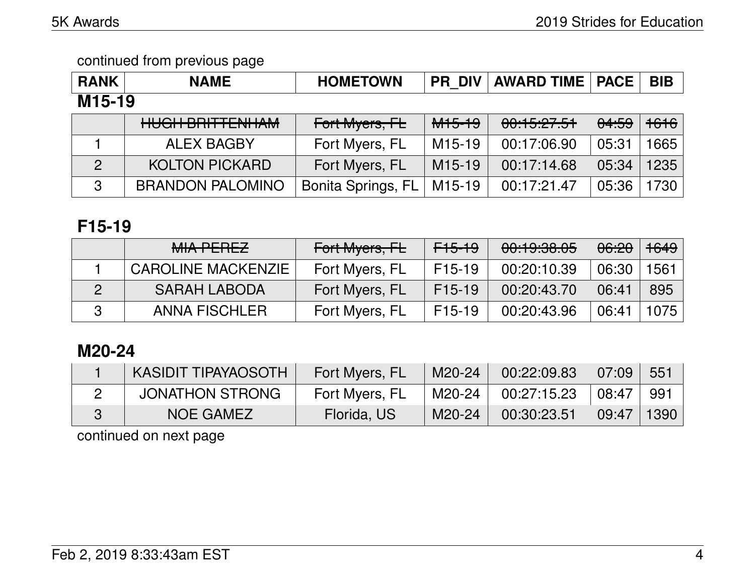continued from previous page

| RANK | NAME | HOMETOWN | PR_DIV | AWARD TIME | PACE | BIB |
|---|---|---|---|---|---|---|

## M15-19

| RANK | NAME | HOMETOWN | PR_DIV | AWARD TIME | PACE | BIB |
|---|---|---|---|---|---|---|
| | ~~HUGH BRITTENHAM~~ | ~~Fort Myers, FL~~ | ~~M15-19~~ | ~~00:15:27.51~~ | ~~04:59~~ | ~~1616~~ |
| 1 | ALEX BAGBY | Fort Myers, FL | M15-19 | 00:17:06.90 | 05:31 | 1665 |
| 2 | KOLTON PICKARD | Fort Myers, FL | M15-19 | 00:17:14.68 | 05:34 | 1235 |
| 3 | BRANDON PALOMINO | Bonita Springs, FL | M15-19 | 00:17:21.47 | 05:36 | 1730 |

## F15-19

| RANK | NAME | HOMETOWN | PR_DIV | AWARD TIME | PACE | BIB |
|---|---|---|---|---|---|---|
| | ~~MIA PEREZ~~ | ~~Fort Myers, FL~~ | ~~F15-19~~ | ~~00:19:38.05~~ | ~~06:20~~ | ~~1649~~ |
| 1 | CAROLINE MACKENZIE | Fort Myers, FL | F15-19 | 00:20:10.39 | 06:30 | 1561 |
| 2 | SARAH LABODA | Fort Myers, FL | F15-19 | 00:20:43.70 | 06:41 | 895 |
| 3 | ANNA FISCHLER | Fort Myers, FL | F15-19 | 00:20:43.96 | 06:41 | 1075 |

## M20-24

| RANK | NAME | HOMETOWN | PR_DIV | AWARD TIME | PACE | BIB |
|---|---|---|---|---|---|---|
| 1 | KASIDIT TIPAYAOSOTH | Fort Myers, FL | M20-24 | 00:22:09.83 | 07:09 | 551 |
| 2 | JONATHON STRONG | Fort Myers, FL | M20-24 | 00:27:15.23 | 08:47 | 991 |
| 3 | NOE GAMEZ | Florida, US | M20-24 | 00:30:23.51 | 09:47 | 1390 |

continued on next page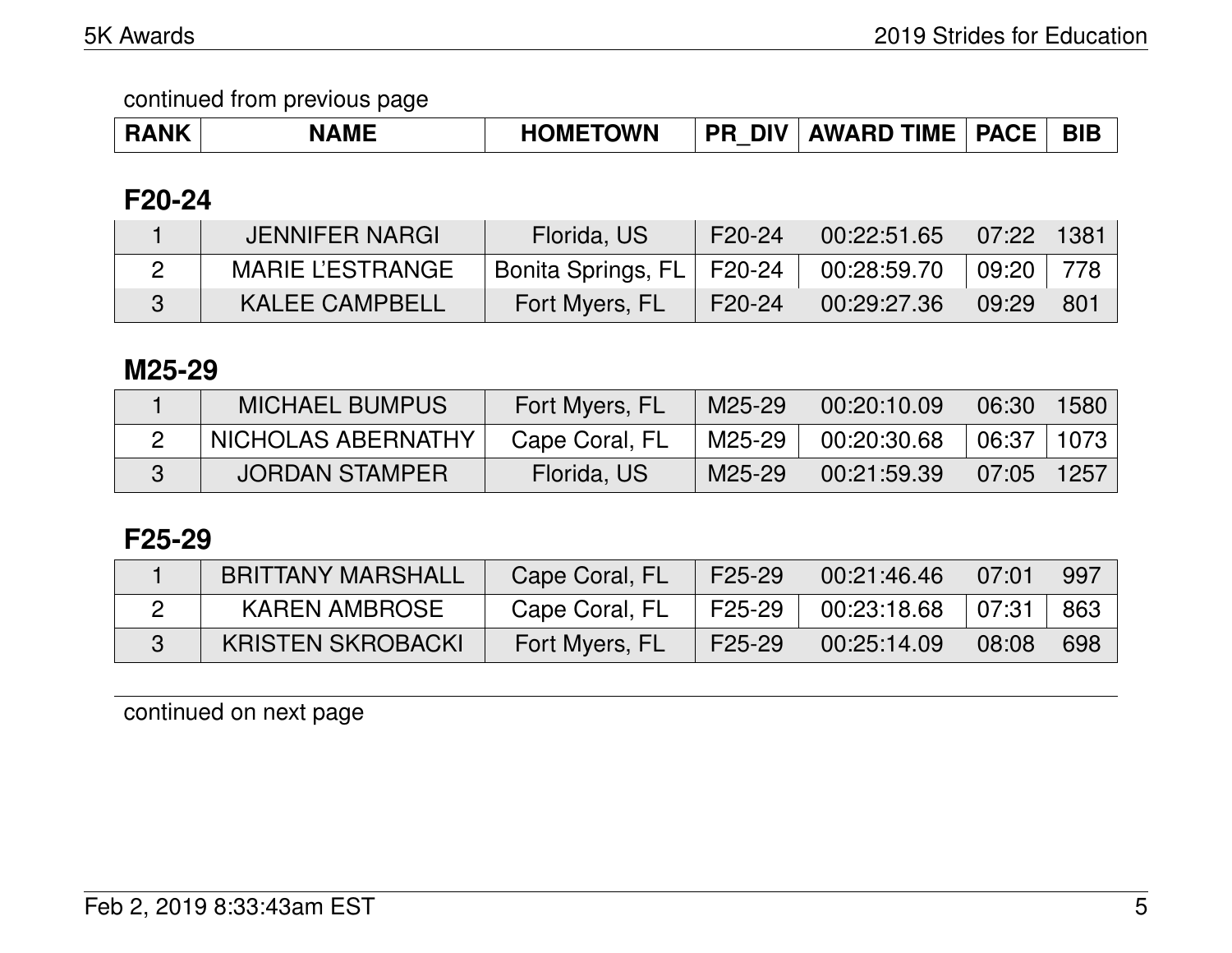continued from previous page

| RANK | NAME | HOMETOWN | PR_DIV | AWARD TIME | PACE | BIB |
|---|---|---|---|---|---|---|

## F20-24

| RANK | NAME | HOMETOWN | PR_DIV | AWARD TIME | PACE | BIB |
|---|---|---|---|---|---|---|
| 1 | JENNIFER NARGI | Florida, US | F20-24 | 00:22:51.65 | 07:22 | 1381 |
| 2 | MARIE L'ESTRANGE | Bonita Springs, FL | F20-24 | 00:28:59.70 | 09:20 | 778 |
| 3 | KALEE CAMPBELL | Fort Myers, FL | F20-24 | 00:29:27.36 | 09:29 | 801 |

## M25-29

| RANK | NAME | HOMETOWN | PR_DIV | AWARD TIME | PACE | BIB |
|---|---|---|---|---|---|---|
| 1 | MICHAEL BUMPUS | Fort Myers, FL | M25-29 | 00:20:10.09 | 06:30 | 1580 |
| 2 | NICHOLAS ABERNATHY | Cape Coral, FL | M25-29 | 00:20:30.68 | 06:37 | 1073 |
| 3 | JORDAN STAMPER | Florida, US | M25-29 | 00:21:59.39 | 07:05 | 1257 |

## F25-29

| RANK | NAME | HOMETOWN | PR_DIV | AWARD TIME | PACE | BIB |
|---|---|---|---|---|---|---|
| 1 | BRITTANY MARSHALL | Cape Coral, FL | F25-29 | 00:21:46.46 | 07:01 | 997 |
| 2 | KAREN AMBROSE | Cape Coral, FL | F25-29 | 00:23:18.68 | 07:31 | 863 |
| 3 | KRISTEN SKROBACKI | Fort Myers, FL | F25-29 | 00:25:14.09 | 08:08 | 698 |

continued on next page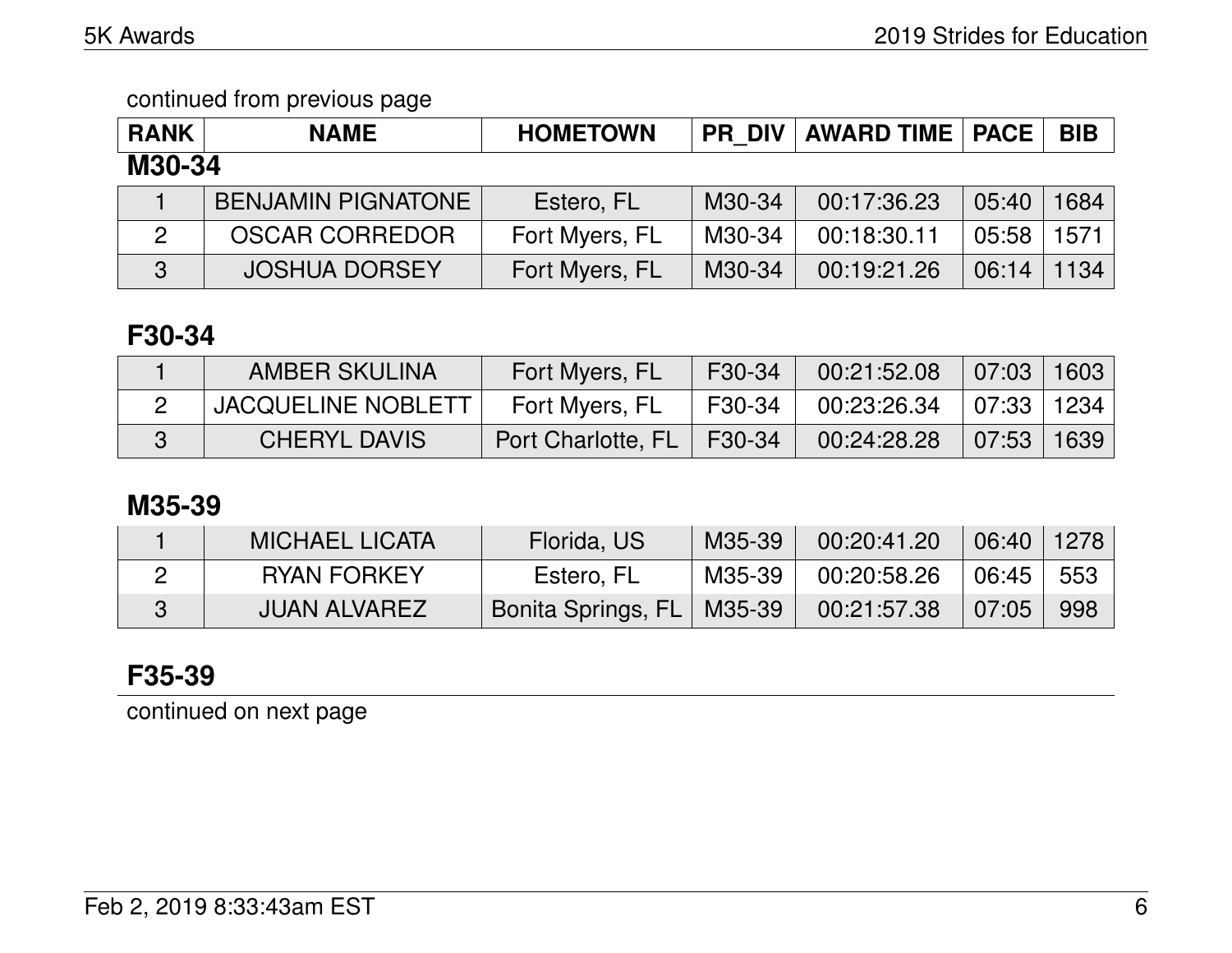continued from previous page

| RANK | NAME | HOMETOWN | PR_DIV | AWARD TIME | PACE | BIB |
| --- | --- | --- | --- | --- | --- | --- |

## M30-34

| RANK | NAME | HOMETOWN | PR_DIV | AWARD TIME | PACE | BIB |
| --- | --- | --- | --- | --- | --- | --- |
| 1 | BENJAMIN PIGNATONE | Estero, FL | M30-34 | 00:17:36.23 | 05:40 | 1684 |
| 2 | OSCAR CORREDOR | Fort Myers, FL | M30-34 | 00:18:30.11 | 05:58 | 1571 |
| 3 | JOSHUA DORSEY | Fort Myers, FL | M30-34 | 00:19:21.26 | 06:14 | 1134 |

## F30-34

| RANK | NAME | HOMETOWN | PR_DIV | AWARD TIME | PACE | BIB |
| --- | --- | --- | --- | --- | --- | --- |
| 1 | AMBER SKULINA | Fort Myers, FL | F30-34 | 00:21:52.08 | 07:03 | 1603 |
| 2 | JACQUELINE NOBLETT | Fort Myers, FL | F30-34 | 00:23:26.34 | 07:33 | 1234 |
| 3 | CHERYL DAVIS | Port Charlotte, FL | F30-34 | 00:24:28.28 | 07:53 | 1639 |

## M35-39

| RANK | NAME | HOMETOWN | PR_DIV | AWARD TIME | PACE | BIB |
| --- | --- | --- | --- | --- | --- | --- |
| 1 | MICHAEL LICATA | Florida, US | M35-39 | 00:20:41.20 | 06:40 | 1278 |
| 2 | RYAN FORKEY | Estero, FL | M35-39 | 00:20:58.26 | 06:45 | 553 |
| 3 | JUAN ALVAREZ | Bonita Springs, FL | M35-39 | 00:21:57.38 | 07:05 | 998 |

## F35-39

continued on next page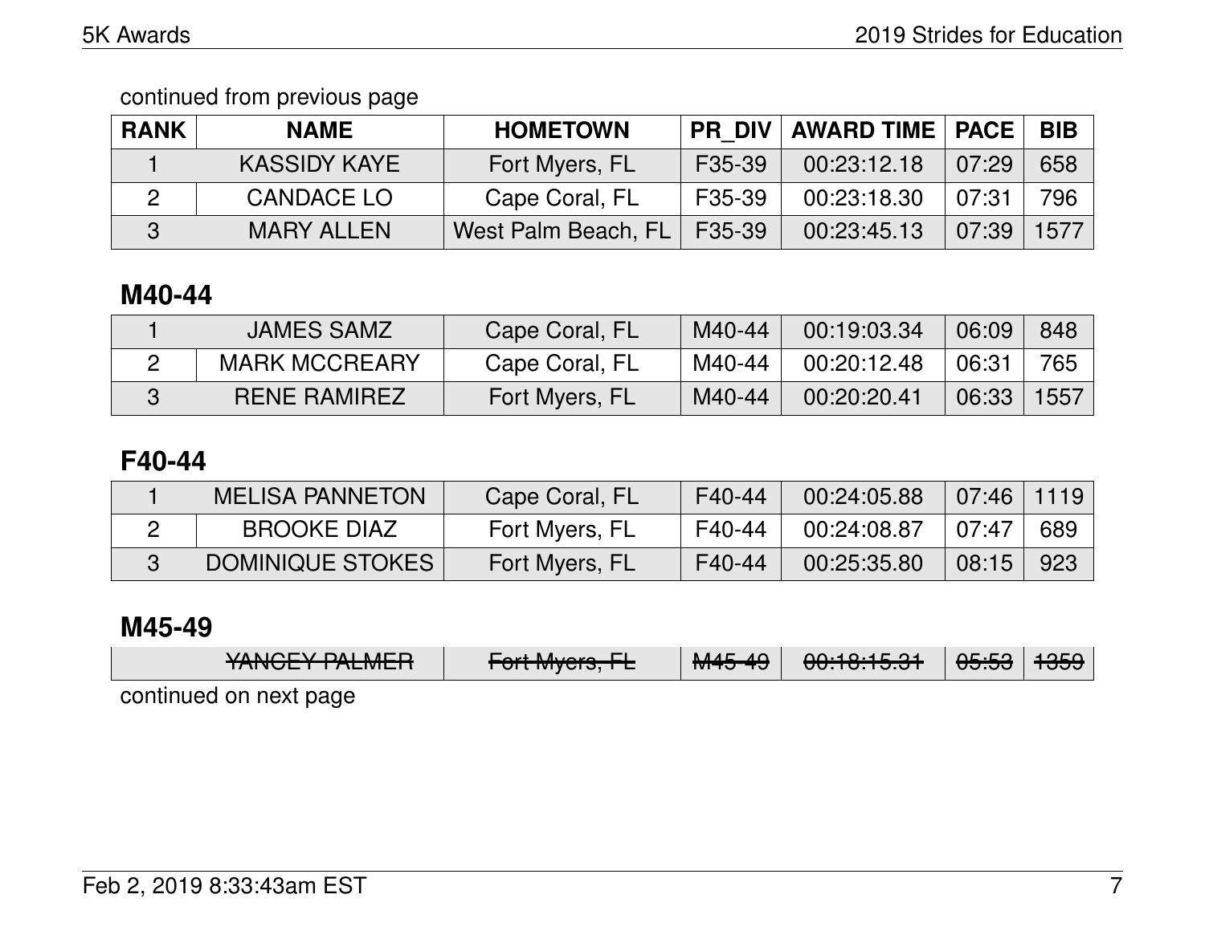continued from previous page

| RANK | NAME | HOMETOWN | PR_DIV | AWARD TIME | PACE | BIB |
|---|---|---|---|---|---|---|
| 1 | KASSIDY KAYE | Fort Myers, FL | F35-39 | 00:23:12.18 | 07:29 | 658 |
| 2 | CANDACE LO | Cape Coral, FL | F35-39 | 00:23:18.30 | 07:31 | 796 |
| 3 | MARY ALLEN | West Palm Beach, FL | F35-39 | 00:23:45.13 | 07:39 | 1577 |

## M40-44

| RANK | NAME | HOMETOWN | PR_DIV | AWARD TIME | PACE | BIB |
|---|---|---|---|---|---|---|
| 1 | JAMES SAMZ | Cape Coral, FL | M40-44 | 00:19:03.34 | 06:09 | 848 |
| 2 | MARK MCCREARY | Cape Coral, FL | M40-44 | 00:20:12.48 | 06:31 | 765 |
| 3 | RENE RAMIREZ | Fort Myers, FL | M40-44 | 00:20:20.41 | 06:33 | 1557 |

## F40-44

| RANK | NAME | HOMETOWN | PR_DIV | AWARD TIME | PACE | BIB |
|---|---|---|---|---|---|---|
| 1 | MELISA PANNETON | Cape Coral, FL | F40-44 | 00:24:05.88 | 07:46 | 1119 |
| 2 | BROOKE DIAZ | Fort Myers, FL | F40-44 | 00:24:08.87 | 07:47 | 689 |
| 3 | DOMINIQUE STOKES | Fort Myers, FL | F40-44 | 00:25:35.80 | 08:15 | 923 |

## M45-49

| RANK | NAME | HOMETOWN | PR_DIV | AWARD TIME | PACE | BIB |
|---|---|---|---|---|---|---|
| | ~~YANCEY PALMER~~ | ~~Fort Myers, FL~~ | ~~M45-49~~ | ~~00:18:15.31~~ | ~~05:53~~ | ~~1359~~ |

continued on next page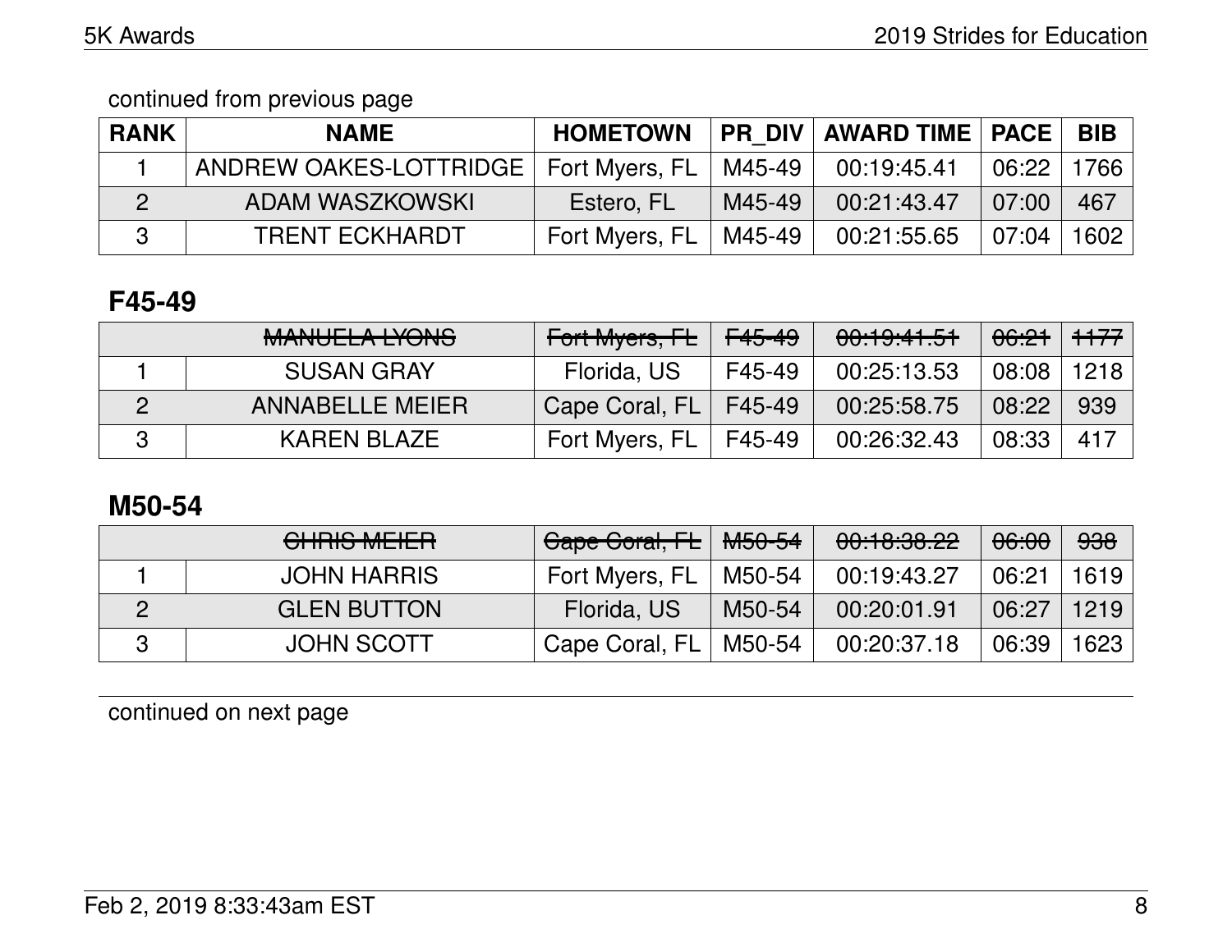continued from previous page

| RANK | NAME | HOMETOWN | PR_DIV | AWARD TIME | PACE | BIB |
|---|---|---|---|---|---|---|
| 1 | ANDREW OAKES-LOTTRIDGE | Fort Myers, FL | M45-49 | 00:19:45.41 | 06:22 | 1766 |
| 2 | ADAM WASZKOWSKI | Estero, FL | M45-49 | 00:21:43.47 | 07:00 | 467 |
| 3 | TRENT ECKHARDT | Fort Myers, FL | M45-49 | 00:21:55.65 | 07:04 | 1602 |

## F45-49

| RANK | NAME | HOMETOWN | PR_DIV | AWARD TIME | PACE | BIB |
|---|---|---|---|---|---|---|
| | ~~MANUELA LYONS~~ | ~~Fort Myers, FL~~ | ~~F45-49~~ | ~~00:19:41.51~~ | ~~06:21~~ | ~~1177~~ |
| 1 | SUSAN GRAY | Florida, US | F45-49 | 00:25:13.53 | 08:08 | 1218 |
| 2 | ANNABELLE MEIER | Cape Coral, FL | F45-49 | 00:25:58.75 | 08:22 | 939 |
| 3 | KAREN BLAZE | Fort Myers, FL | F45-49 | 00:26:32.43 | 08:33 | 417 |

## M50-54

| RANK | NAME | HOMETOWN | PR_DIV | AWARD TIME | PACE | BIB |
|---|---|---|---|---|---|---|
| | ~~CHRIS MEIER~~ | ~~Cape Coral, FL~~ | ~~M50-54~~ | ~~00:18:38.22~~ | ~~06:00~~ | ~~938~~ |
| 1 | JOHN HARRIS | Fort Myers, FL | M50-54 | 00:19:43.27 | 06:21 | 1619 |
| 2 | GLEN BUTTON | Florida, US | M50-54 | 00:20:01.91 | 06:27 | 1219 |
| 3 | JOHN SCOTT | Cape Coral, FL | M50-54 | 00:20:37.18 | 06:39 | 1623 |

continued on next page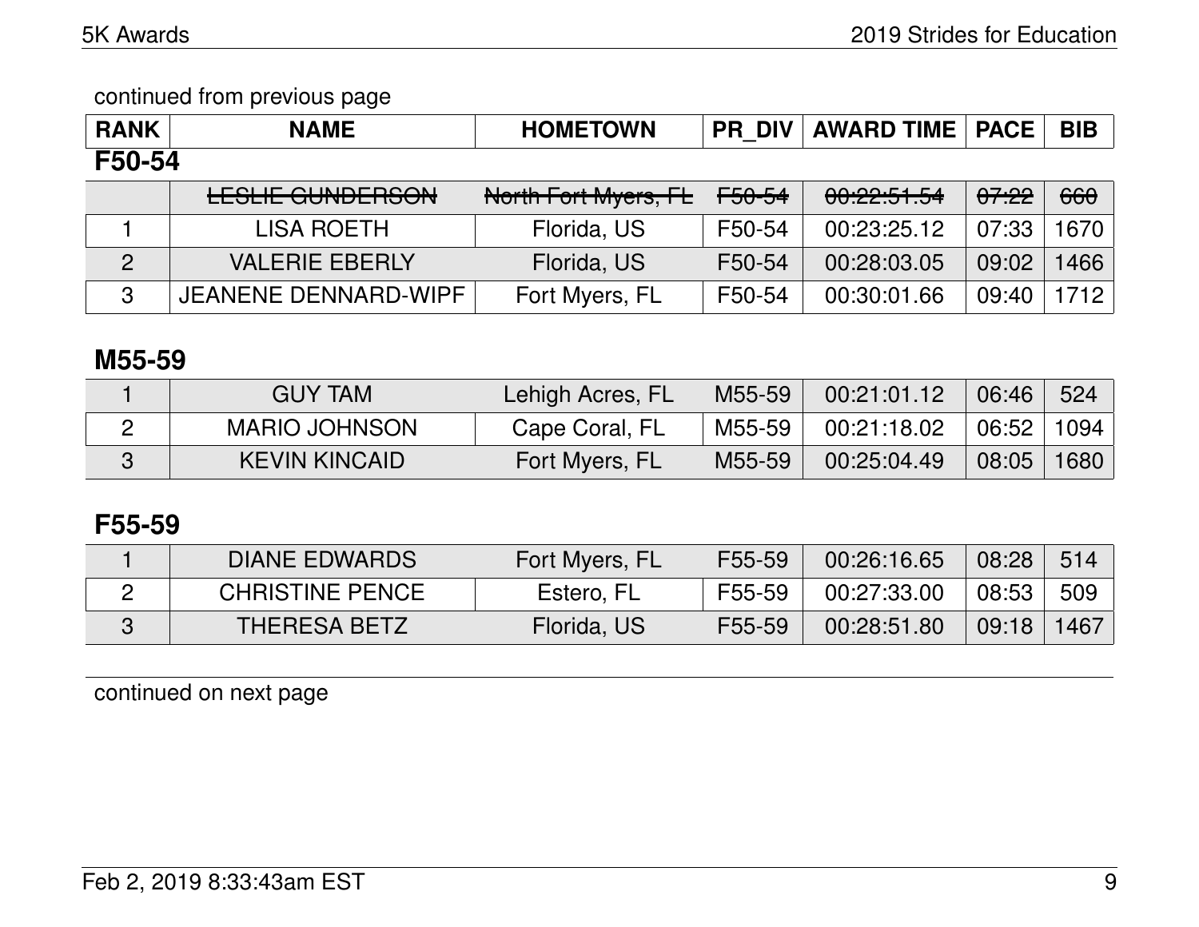continued from previous page

| RANK | NAME | HOMETOWN | PR_DIV | AWARD TIME | PACE | BIB |
|---|---|---|---|---|---|---|

## F50-54

| RANK | NAME | HOMETOWN | PR_DIV | AWARD TIME | PACE | BIB |
|---|---|---|---|---|---|---|
| | ~~LESLIE GUNDERSON~~ | ~~North Fort Myers, FL~~ | ~~F50-54~~ | ~~00:22:51.54~~ | ~~07:22~~ | ~~660~~ |
| 1 | LISA ROETH | Florida, US | F50-54 | 00:23:25.12 | 07:33 | 1670 |
| 2 | VALERIE EBERLY | Florida, US | F50-54 | 00:28:03.05 | 09:02 | 1466 |
| 3 | JEANENE DENNARD-WIPF | Fort Myers, FL | F50-54 | 00:30:01.66 | 09:40 | 1712 |

## M55-59

| RANK | NAME | HOMETOWN | PR_DIV | AWARD TIME | PACE | BIB |
|---|---|---|---|---|---|---|
| 1 | GUY TAM | Lehigh Acres, FL | M55-59 | 00:21:01.12 | 06:46 | 524 |
| 2 | MARIO JOHNSON | Cape Coral, FL | M55-59 | 00:21:18.02 | 06:52 | 1094 |
| 3 | KEVIN KINCAID | Fort Myers, FL | M55-59 | 00:25:04.49 | 08:05 | 1680 |

## F55-59

| RANK | NAME | HOMETOWN | PR_DIV | AWARD TIME | PACE | BIB |
|---|---|---|---|---|---|---|
| 1 | DIANE EDWARDS | Fort Myers, FL | F55-59 | 00:26:16.65 | 08:28 | 514 |
| 2 | CHRISTINE PENCE | Estero, FL | F55-59 | 00:27:33.00 | 08:53 | 509 |
| 3 | THERESA BETZ | Florida, US | F55-59 | 00:28:51.80 | 09:18 | 1467 |

continued on next page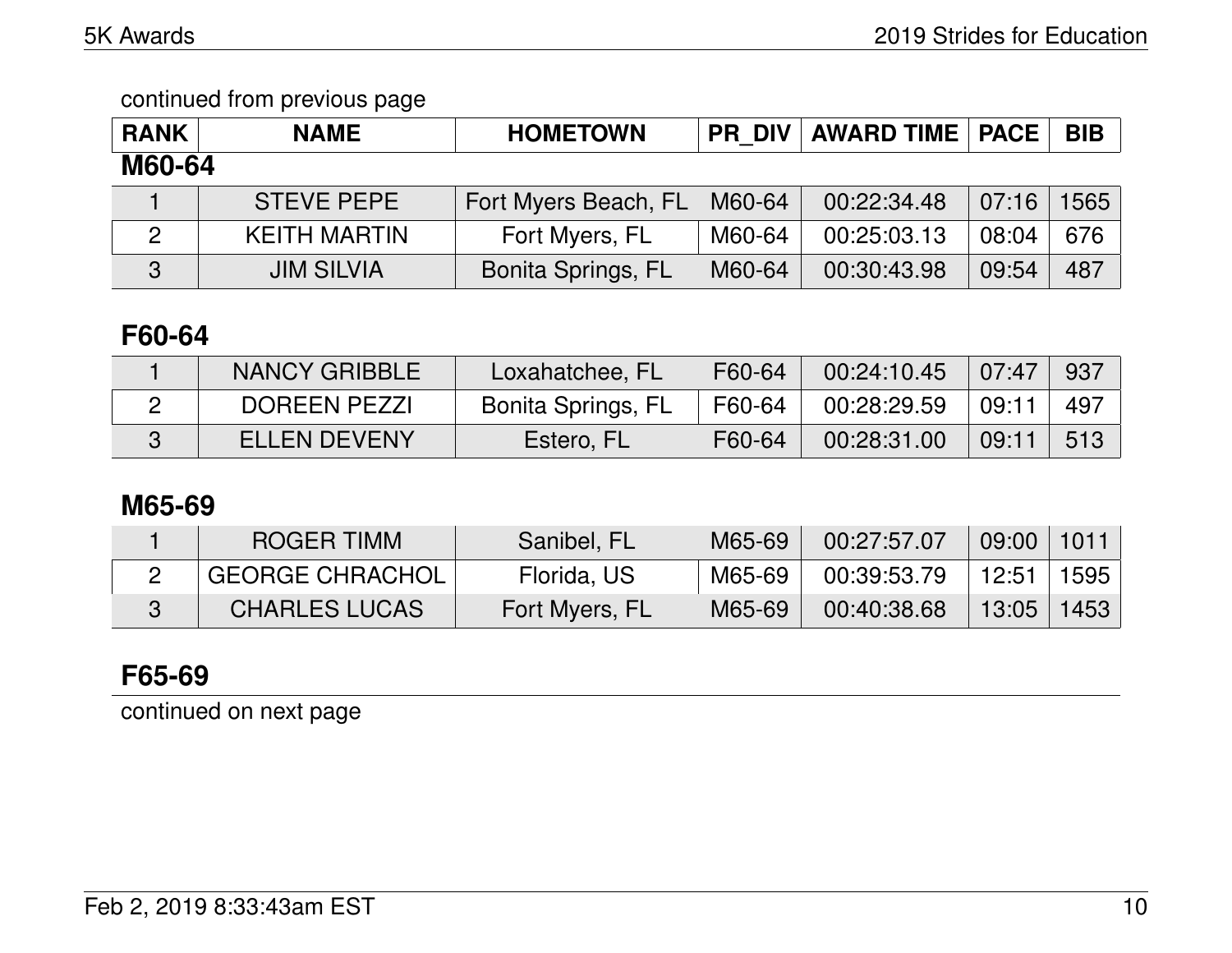continued from previous page

| RANK | NAME | HOMETOWN | PR_DIV | AWARD TIME | PACE | BIB |
|---|---|---|---|---|---|---|

## M60-64

| RANK | NAME | HOMETOWN | PR_DIV | AWARD TIME | PACE | BIB |
|---|---|---|---|---|---|---|
| 1 | STEVE PEPE | Fort Myers Beach, FL | M60-64 | 00:22:34.48 | 07:16 | 1565 |
| 2 | KEITH MARTIN | Fort Myers, FL | M60-64 | 00:25:03.13 | 08:04 | 676 |
| 3 | JIM SILVIA | Bonita Springs, FL | M60-64 | 00:30:43.98 | 09:54 | 487 |

## F60-64

| RANK | NAME | HOMETOWN | PR_DIV | AWARD TIME | PACE | BIB |
|---|---|---|---|---|---|---|
| 1 | NANCY GRIBBLE | Loxahatchee, FL | F60-64 | 00:24:10.45 | 07:47 | 937 |
| 2 | DOREEN PEZZI | Bonita Springs, FL | F60-64 | 00:28:29.59 | 09:11 | 497 |
| 3 | ELLEN DEVENY | Estero, FL | F60-64 | 00:28:31.00 | 09:11 | 513 |

## M65-69

| RANK | NAME | HOMETOWN | PR_DIV | AWARD TIME | PACE | BIB |
|---|---|---|---|---|---|---|
| 1 | ROGER TIMM | Sanibel, FL | M65-69 | 00:27:57.07 | 09:00 | 1011 |
| 2 | GEORGE CHRACHOL | Florida, US | M65-69 | 00:39:53.79 | 12:51 | 1595 |
| 3 | CHARLES LUCAS | Fort Myers, FL | M65-69 | 00:40:38.68 | 13:05 | 1453 |

## F65-69

continued on next page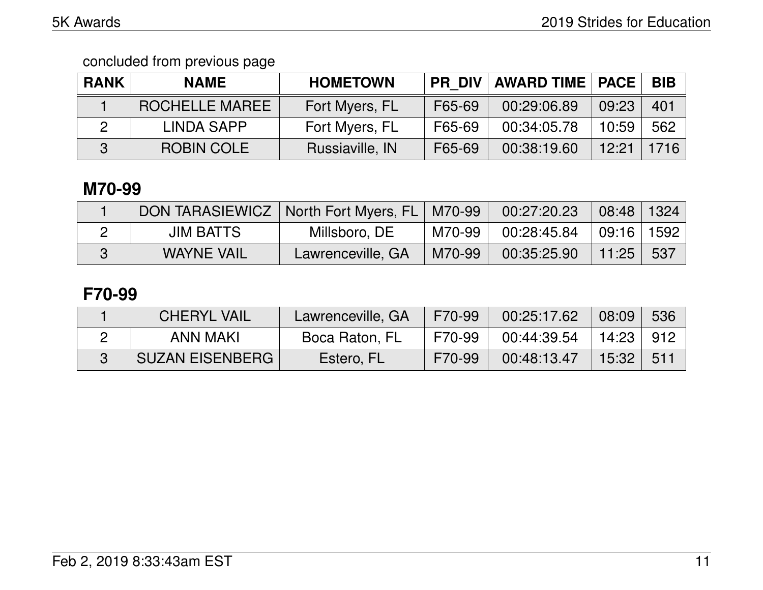concluded from previous page

| RANK | NAME | HOMETOWN | PR_DIV | AWARD TIME | PACE | BIB |
|---|---|---|---|---|---|---|
| 1 | ROCHELLE MAREE | Fort Myers, FL | F65-69 | 00:29:06.89 | 09:23 | 401 |
| 2 | LINDA SAPP | Fort Myers, FL | F65-69 | 00:34:05.78 | 10:59 | 562 |
| 3 | ROBIN COLE | Russiaville, IN | F65-69 | 00:38:19.60 | 12:21 | 1716 |

## M70-99

| | | | | | | |
|---|---|---|---|---|---|---|
| 1 | DON TARASIEWICZ | North Fort Myers, FL | M70-99 | 00:27:20.23 | 08:48 | 1324 |
| 2 | JIM BATTS | Millsboro, DE | M70-99 | 00:28:45.84 | 09:16 | 1592 |
| 3 | WAYNE VAIL | Lawrenceville, GA | M70-99 | 00:35:25.90 | 11:25 | 537 |

## F70-99

| | | | | | | |
|---|---|---|---|---|---|---|
| 1 | CHERYL VAIL | Lawrenceville, GA | F70-99 | 00:25:17.62 | 08:09 | 536 |
| 2 | ANN MAKI | Boca Raton, FL | F70-99 | 00:44:39.54 | 14:23 | 912 |
| 3 | SUZAN EISENBERG | Estero, FL | F70-99 | 00:48:13.47 | 15:32 | 511 |